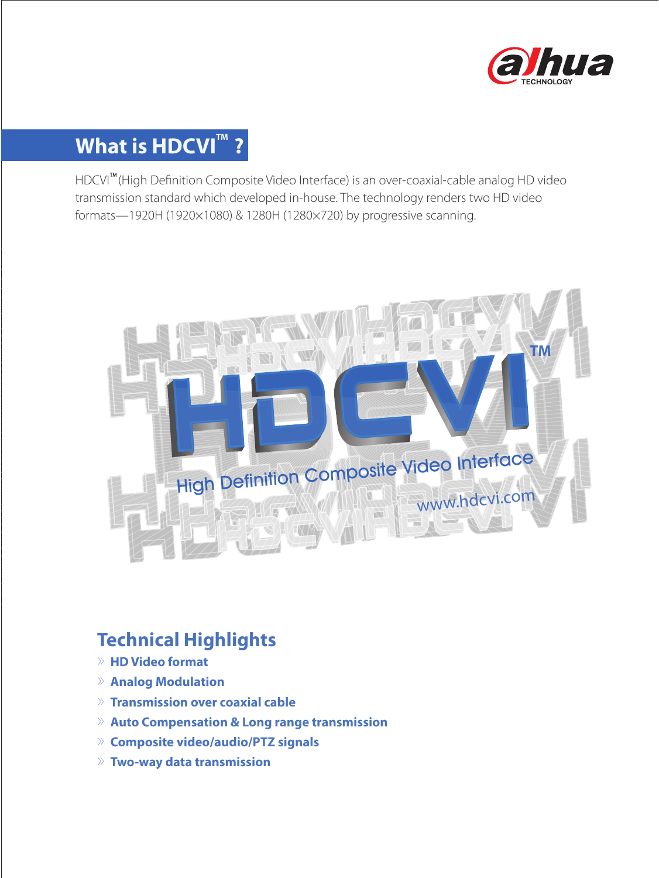# What is HDCVI™ ?

HDCVI™ (High Definition Composite Video Interface) is an over-coaxial-cable analog HD video transmission standard which developed in-house. The technology renders two HD video formats—1920H (1920×1080) & 1280H (1280×720) by progressive scanning.

## Technical Highlights

- HD Video format
- Analog Modulation
- Transmission over coaxial cable
- Auto Compensation & Long range transmission
- Composite video/audio/PTZ signals
- Two-way data transmission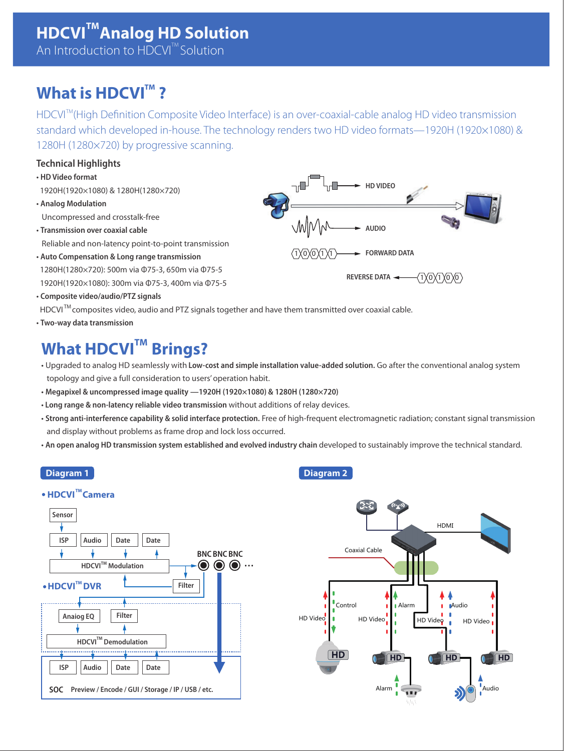# HDCVI™ Analog HD Solution

An Introduction to HDCVI™ Solution

## What is HDCVI™ ?

HDCVI™(High Definition Composite Video Interface) is an over-coaxial-cable analog HD video transmission standard which developed in-house. The technology renders two HD video formats—1920H (1920×1080) & 1280H (1280×720) by progressive scanning.

### Technical Highlights

- **HD Video format**
  1920H(1920×1080) & 1280H(1280×720)
- **Analog Modulation**
  Uncompressed and crosstalk-free
- **Transmission over coaxial cable**
  Reliable and non-latency point-to-point transmission
- **Auto Compensation & Long range transmission**
  1280H(1280×720): 500m via Φ75-3, 650m via Φ75-5
  1920H(1920×1080): 300m via Φ75-3, 400m via Φ75-5
- **Composite video/audio/PTZ signals**
  HDCVI™ composites video, audio and PTZ signals together and have them transmitted over coaxial cable.
- **Two-way data transmission**

HD VIDEO

AUDIO

FORWARD DATA

REVERSE DATA

## What HDCVI™ Brings?

- Upgraded to analog HD seamlessly with **Low-cost and simple installation value-added solution.** Go after the conventional analog system topology and give a full consideration to users' operation habit.
- **Megapixel & uncompressed image quality —1920H (1920×1080) & 1280H (1280×720)**
- **Long range & non-latency reliable video transmission** without additions of relay devices.
- **Strong anti-interference capability & solid interface protection.** Free of high-frequent electromagnetic radiation; constant signal transmission and display without problems as frame drop and lock loss occurred.
- **An open analog HD transmission system established and evolved industry chain** developed to sustainably improve the technical standard.

**Diagram 1**

**• HDCVI™ Camera**

Sensor

ISP | Audio | Date | Date

HDCVI™ Modulation

BNC BNC BNC ...

Filter

**• HDCVI™ DVR**

Anaiog EQ | Filter

HDCVI™ Demodulation

ISP | Audio | Date | Date

SOC Preview / Encode / GUI / Storage / IP / USB / etc.

**Diagram 2**

HDMI

Coaxial Cable

Control | Alarm | Audio

HD Video | HD Video | HD Video | HD Video

Alarm | Audio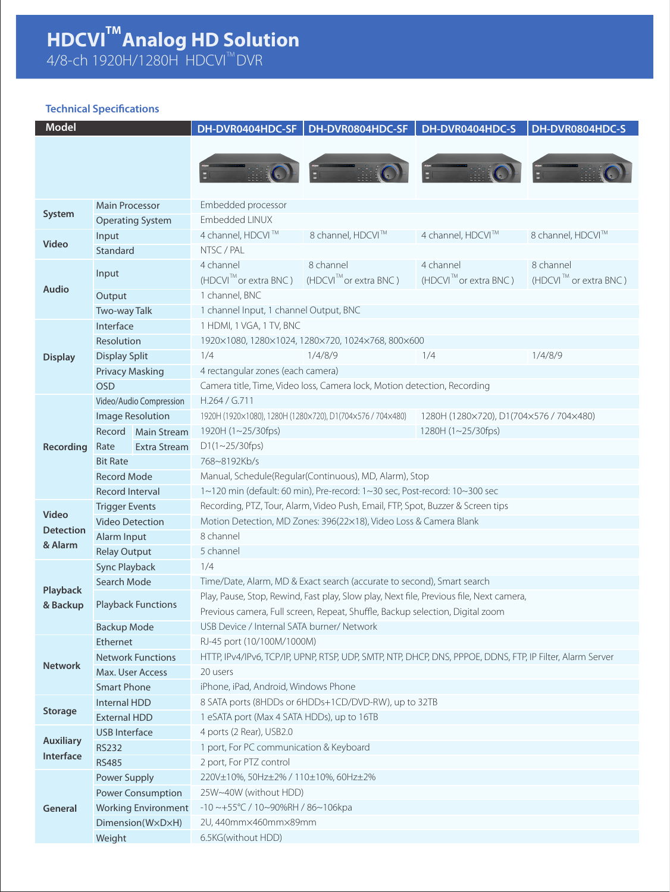# HDCVI™ Analog HD Solution

4/8-ch 1920H/1280H HDCVI™ DVR

### Technical Specifications

| Model | | DH-DVR0404HDC-SF | DH-DVR0804HDC-SF | DH-DVR0404HDC-S | DH-DVR0804HDC-S |
|---|---|---|---|---|---|
| System | Main Processor | Embedded processor | | | |
| | Operating System | Embedded LINUX | | | |
| Video | Input | 4 channel, HDCVI™ | 8 channel, HDCVI™ | 4 channel, HDCVI™ | 8 channel, HDCVI™ |
| | Standard | NTSC / PAL | | | |
| Audio | Input | 4 channel (HDCVI™ or extra BNC ) | 8 channel (HDCVI™ or extra BNC ) | 4 channel (HDCVI™ or extra BNC ) | 8 channel (HDCVI™ or extra BNC ) |
| | Output | 1 channel, BNC | | | |
| | Two-way Talk | 1 channel Input, 1 channel Output, BNC | | | |
| Display | Interface | 1 HDMI, 1 VGA, 1 TV, BNC | | | |
| | Resolution | 1920×1080, 1280×1024, 1280×720, 1024×768, 800×600 | | | |
| | Display Split | 1/4 | 1/4/8/9 | 1/4 | 1/4/8/9 |
| | Privacy Masking | 4 rectangular zones (each camera) | | | |
| | OSD | Camera title, Time, Video loss, Camera lock, Motion detection, Recording | | | |
| Recording | Video/Audio Compression | H.264 / G.711 | | | |
| | Image Resolution | 1920H (1920×1080), 1280H (1280×720), D1(704×576 / 704×480) | | 1280H (1280×720), D1(704×576 / 704×480) | |
| | Record Rate – Main Stream | 1920H (1~25/30fps) | | 1280H (1~25/30fps) | |
| | Record Rate – Extra Stream | D1(1~25/30fps) | | | |
| | Bit Rate | 768~8192Kb/s | | | |
| | Record Mode | Manual, Schedule(Regular(Continuous), MD, Alarm), Stop | | | |
| | Record Interval | 1~120 min (default: 60 min), Pre-record: 1~30 sec, Post-record: 10~300 sec | | | |
| Video Detection & Alarm | Trigger Events | Recording, PTZ, Tour, Alarm, Video Push, Email, FTP, Spot, Buzzer & Screen tips | | | |
| | Video Detection | Motion Detection, MD Zones: 396(22×18), Video Loss & Camera Blank | | | |
| | Alarm Input | 8 channel | | | |
| | Relay Output | 5 channel | | | |
| Playback & Backup | Sync Playback | 1/4 | | | |
| | Search Mode | Time/Date, Alarm, MD & Exact search (accurate to second), Smart search | | | |
| | Playback Functions | Play, Pause, Stop, Rewind, Fast play, Slow play, Next file, Previous file, Next camera, Previous camera, Full screen, Repeat, Shuffle, Backup selection, Digital zoom | | | |
| | Backup Mode | USB Device / Internal SATA burner/ Network | | | |
| Network | Ethernet | RJ-45 port (10/100M/1000M) | | | |
| | Network Functions | HTTP, IPv4/IPv6, TCP/IP, UPNP, RTSP, UDP, SMTP, NTP, DHCP, DNS, PPPOE, DDNS, FTP, IP Filter, Alarm Server | | | |
| | Max. User Access | 20 users | | | |
| | Smart Phone | iPhone, iPad, Android, Windows Phone | | | |
| Storage | Internal HDD | 8 SATA ports (8HDDs or 6HDDs+1CD/DVD-RW), up to 32TB | | | |
| | External HDD | 1 eSATA port (Max 4 SATA HDDs), up to 16TB | | | |
| Auxiliary Interface | USB Interface | 4 ports (2 Rear), USB2.0 | | | |
| | RS232 | 1 port, For PC communication & Keyboard | | | |
| | RS485 | 2 port, For PTZ control | | | |
| General | Power Supply | 220V±10%, 50Hz±2% / 110±10%, 60Hz±2% | | | |
| | Power Consumption | 25W~40W (without HDD) | | | |
| | Working Environment | -10 ~+55°C / 10~90%RH / 86~106kpa | | | |
| | Dimension(W×D×H) | 2U, 440mm×460mm×89mm | | | |
| | Weight | 6.5KG(without HDD) | | | |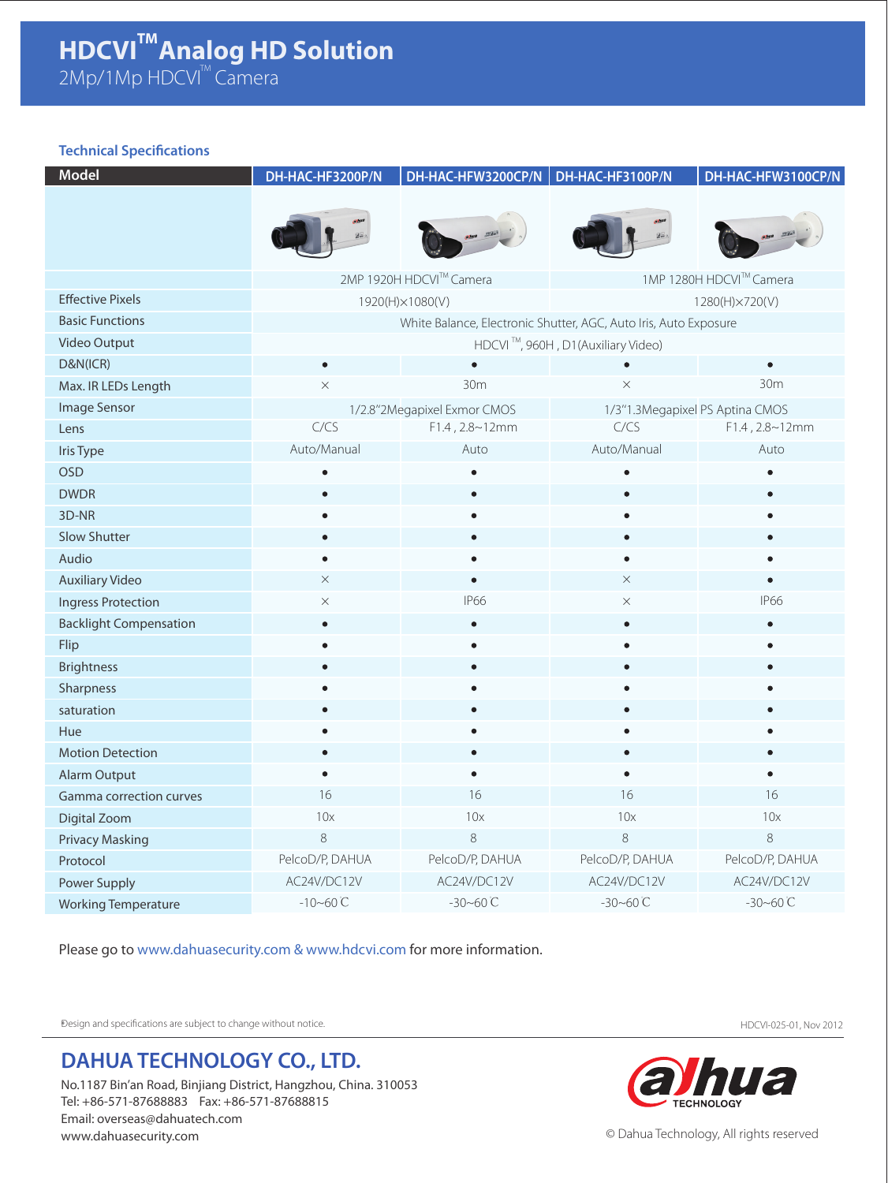# HDCVI™ Analog HD Solution

2Mp/1Mp HDCVI™ Camera

## Technical Specifications

| Model | DH-HAC-HF3200P/N | DH-HAC-HFW3200CP/N | DH-HAC-HF3100P/N | DH-HAC-HFW3100CP/N |
|---|---|---|---|---|
| | 2MP 1920H HDCVI™ Camera | | 1MP 1280H HDCVI™ Camera | |
| Effective Pixels | 1920(H)×1080(V) | | 1280(H)×720(V) | |
| Basic Functions | White Balance, Electronic Shutter, AGC, Auto Iris, Auto Exposure | | | |
| Video Output | HDCVI ™, 960H , D1(Auxiliary Video) | | | |
| D&N(ICR) | • | • | • | • |
| Max. IR LEDs Length | × | 30m | × | 30m |
| Image Sensor | 1/2.8"2Megapixel Exmor CMOS | | 1/3"1.3Megapixel PS Aptina CMOS | |
| Lens | C/CS | F1.4 , 2.8~12mm | C/CS | F1.4 , 2.8~12mm |
| Iris Type | Auto/Manual | Auto | Auto/Manual | Auto |
| OSD | • | • | • | • |
| DWDR | • | • | • | • |
| 3D-NR | • | • | • | • |
| Slow Shutter | • | • | • | • |
| Audio | • | • | • | • |
| Auxiliary Video | × | • | × | • |
| Ingress Protection | × | IP66 | × | IP66 |
| Backlight Compensation | • | • | • | • |
| Flip | • | • | • | • |
| Brightness | • | • | • | • |
| Sharpness | • | • | • | • |
| saturation | • | • | • | • |
| Hue | • | • | • | • |
| Motion Detection | • | • | • | • |
| Alarm Output | • | • | • | • |
| Gamma correction curves | 16 | 16 | 16 | 16 |
| Digital Zoom | 10x | 10x | 10x | 10x |
| Privacy Masking | 8 | 8 | 8 | 8 |
| Protocol | PelcoD/P, DAHUA | PelcoD/P, DAHUA | PelcoD/P, DAHUA | PelcoD/P, DAHUA |
| Power Supply | AC24V/DC12V | AC24V/DC12V | AC24V/DC12V | AC24V/DC12V |
| Working Temperature | -10~60 ℃ | -30~60 ℃ | -30~60 ℃ | -30~60 ℃ |

Please go to www.dahuasecurity.com & www.hdcvi.com for more information.

Design and specifications are subject to change without notice.

HDCVI-025-01, Nov 2012

## DAHUA TECHNOLOGY CO., LTD.

No.1187 Bin'an Road, Binjiang District, Hangzhou, China. 310053
Tel: +86-571-87688883 Fax: +86-571-87688815
Email: overseas@dahuatech.com
www.dahuasecurity.com

© Dahua Technology, All rights reserved